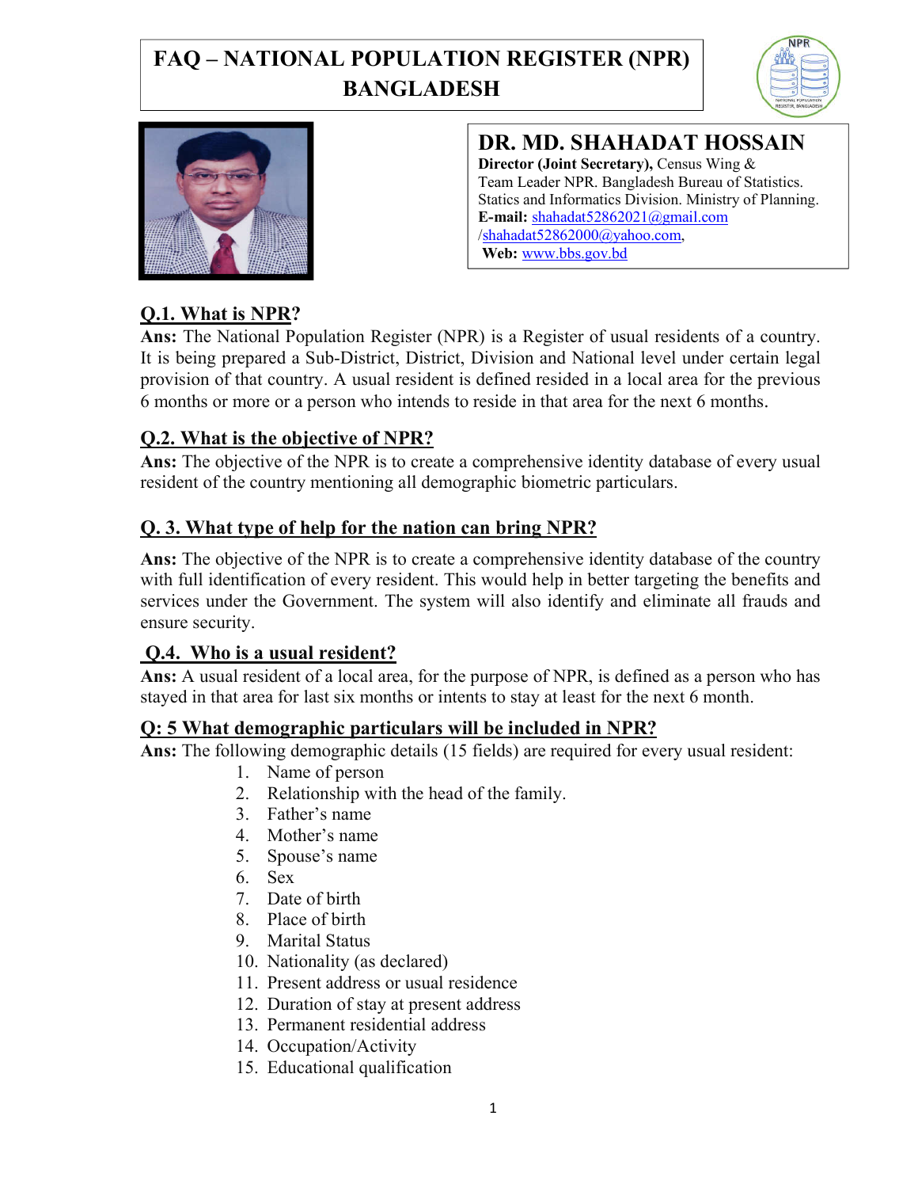# FAQ – NATIONAL POPULATION REGISTER (NPR) BANGLADESH

**DR. MD. SHAHADAT HOSSAIN**
**Director (Joint Secretary),** Census Wing &
Team Leader NPR. Bangladesh Bureau of Statistics.
Statics and Informatics Division. Ministry of Planning.
**E-mail:** shahadat52862021@gmail.com /shahadat52862000@yahoo.com,
**Web:** www.bbs.gov.bd

## Q.1. What is NPR?

**Ans:** The National Population Register (NPR) is a Register of usual residents of a country. It is being prepared a Sub-District, District, Division and National level under certain legal provision of that country. A usual resident is defined resided in a local area for the previous 6 months or more or a person who intends to reside in that area for the next 6 months.

## Q.2. What is the objective of NPR?

**Ans:** The objective of the NPR is to create a comprehensive identity database of every usual resident of the country mentioning all demographic biometric particulars.

## Q. 3. What type of help for the nation can bring NPR?

**Ans:** The objective of the NPR is to create a comprehensive identity database of the country with full identification of every resident. This would help in better targeting the benefits and services under the Government. The system will also identify and eliminate all frauds and ensure security.

## Q.4. Who is a usual resident?

**Ans:** A usual resident of a local area, for the purpose of NPR, is defined as a person who has stayed in that area for last six months or intents to stay at least for the next 6 month.

## Q: 5 What demographic particulars will be included in NPR?

**Ans:** The following demographic details (15 fields) are required for every usual resident:

1. Name of person
2. Relationship with the head of the family.
3. Father's name
4. Mother's name
5. Spouse's name
6. Sex
7. Date of birth
8. Place of birth
9. Marital Status
10. Nationality (as declared)
11. Present address or usual residence
12. Duration of stay at present address
13. Permanent residential address
14. Occupation/Activity
15. Educational qualification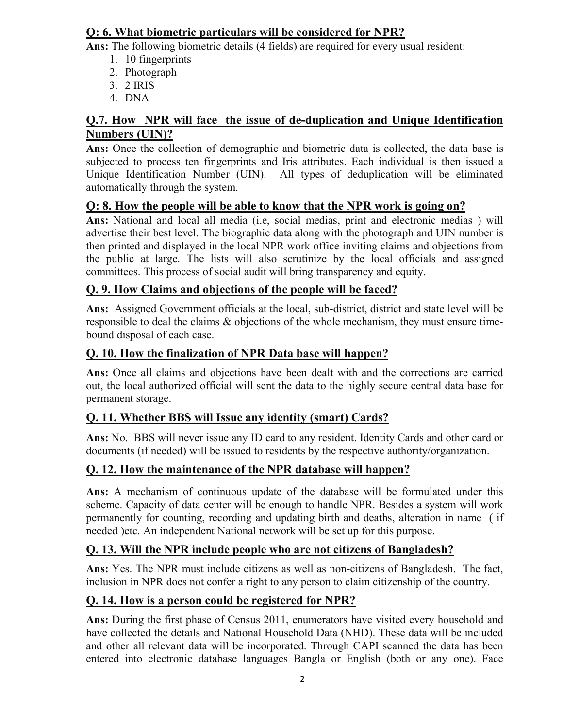## Q: 6. What biometric particulars will be considered for NPR?

**Ans:** The following biometric details (4 fields) are required for every usual resident:

1. 10 fingerprints
2. Photograph
3. 2 IRIS
4. DNA

## Q.7. How NPR will face the issue of de-duplication and Unique Identification Numbers (UIN)?

**Ans:** Once the collection of demographic and biometric data is collected, the data base is subjected to process ten fingerprints and Iris attributes. Each individual is then issued a Unique Identification Number (UIN). All types of deduplication will be eliminated automatically through the system.

## Q: 8. How the people will be able to know that the NPR work is going on?

**Ans:** National and local all media (i.e, social medias, print and electronic medias ) will advertise their best level. The biographic data along with the photograph and UIN number is then printed and displayed in the local NPR work office inviting claims and objections from the public at large. The lists will also scrutinize by the local officials and assigned committees. This process of social audit will bring transparency and equity.

## Q. 9. How Claims and objections of the people will be faced?

**Ans:** Assigned Government officials at the local, sub-district, district and state level will be responsible to deal the claims & objections of the whole mechanism, they must ensure time-bound disposal of each case.

## Q. 10. How the finalization of NPR Data base will happen?

**Ans:** Once all claims and objections have been dealt with and the corrections are carried out, the local authorized official will sent the data to the highly secure central data base for permanent storage.

## Q. 11. Whether BBS will Issue any identity (smart) Cards?

**Ans:** No. BBS will never issue any ID card to any resident. Identity Cards and other card or documents (if needed) will be issued to residents by the respective authority/organization.

## Q. 12. How the maintenance of the NPR database will happen?

**Ans:** A mechanism of continuous update of the database will be formulated under this scheme. Capacity of data center will be enough to handle NPR. Besides a system will work permanently for counting, recording and updating birth and deaths, alteration in name ( if needed )etc. An independent National network will be set up for this purpose.

## Q. 13. Will the NPR include people who are not citizens of Bangladesh?

**Ans:** Yes. The NPR must include citizens as well as non-citizens of Bangladesh. The fact, inclusion in NPR does not confer a right to any person to claim citizenship of the country.

## Q. 14. How is a person could be registered for NPR?

**Ans:** During the first phase of Census 2011, enumerators have visited every household and have collected the details and National Household Data (NHD). These data will be included and other all relevant data will be incorporated. Through CAPI scanned the data has been entered into electronic database languages Bangla or English (both or any one). Face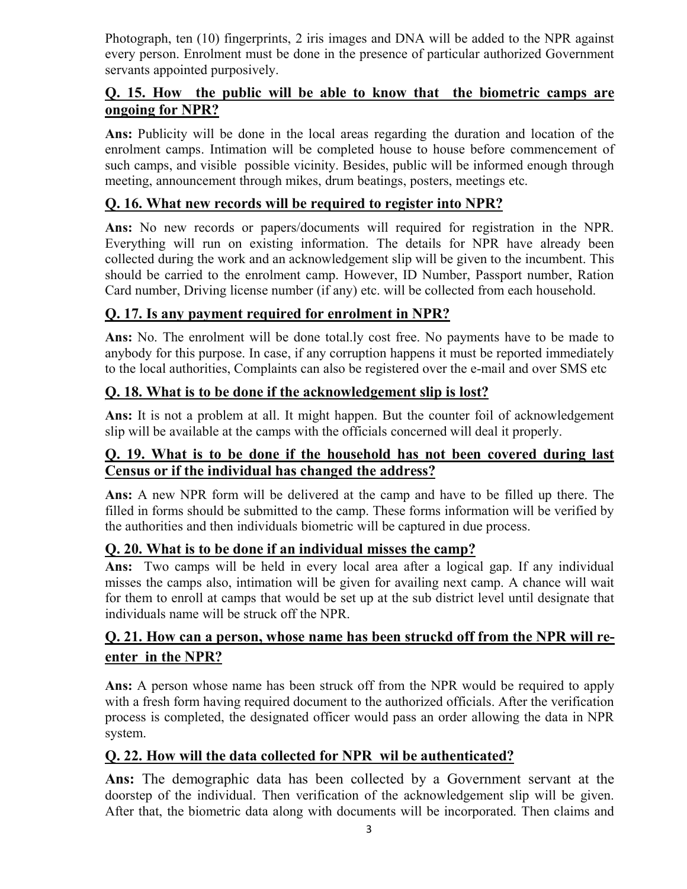Photograph, ten (10) fingerprints, 2 iris images and DNA will be added to the NPR against every person. Enrolment must be done in the presence of particular authorized Government servants appointed purposively.

## Q. 15. How the public will be able to know that the biometric camps are ongoing for NPR?

**Ans:** Publicity will be done in the local areas regarding the duration and location of the enrolment camps. Intimation will be completed house to house before commencement of such camps, and visible possible vicinity. Besides, public will be informed enough through meeting, announcement through mikes, drum beatings, posters, meetings etc.

## Q. 16. What new records will be required to register into NPR?

**Ans:** No new records or papers/documents will required for registration in the NPR. Everything will run on existing information. The details for NPR have already been collected during the work and an acknowledgement slip will be given to the incumbent. This should be carried to the enrolment camp. However, ID Number, Passport number, Ration Card number, Driving license number (if any) etc. will be collected from each household.

## Q. 17. Is any payment required for enrolment in NPR?

**Ans:** No. The enrolment will be done total.ly cost free. No payments have to be made to anybody for this purpose. In case, if any corruption happens it must be reported immediately to the local authorities, Complaints can also be registered over the e-mail and over SMS etc

## Q. 18. What is to be done if the acknowledgement slip is lost?

**Ans:** It is not a problem at all. It might happen. But the counter foil of acknowledgement slip will be available at the camps with the officials concerned will deal it properly.

## Q. 19. What is to be done if the household has not been covered during last Census or if the individual has changed the address?

**Ans:** A new NPR form will be delivered at the camp and have to be filled up there. The filled in forms should be submitted to the camp. These forms information will be verified by the authorities and then individuals biometric will be captured in due process.

## Q. 20. What is to be done if an individual misses the camp?

**Ans:** Two camps will be held in every local area after a logical gap. If any individual misses the camps also, intimation will be given for availing next camp. A chance will wait for them to enroll at camps that would be set up at the sub district level until designate that individuals name will be struck off the NPR.

## Q. 21. How can a person, whose name has been struckd off from the NPR will re-enter in the NPR?

**Ans:** A person whose name has been struck off from the NPR would be required to apply with a fresh form having required document to the authorized officials. After the verification process is completed, the designated officer would pass an order allowing the data in NPR system.

## Q. 22. How will the data collected for NPR wil be authenticated?

**Ans:** The demographic data has been collected by a Government servant at the doorstep of the individual. Then verification of the acknowledgement slip will be given. After that, the biometric data along with documents will be incorporated. Then claims and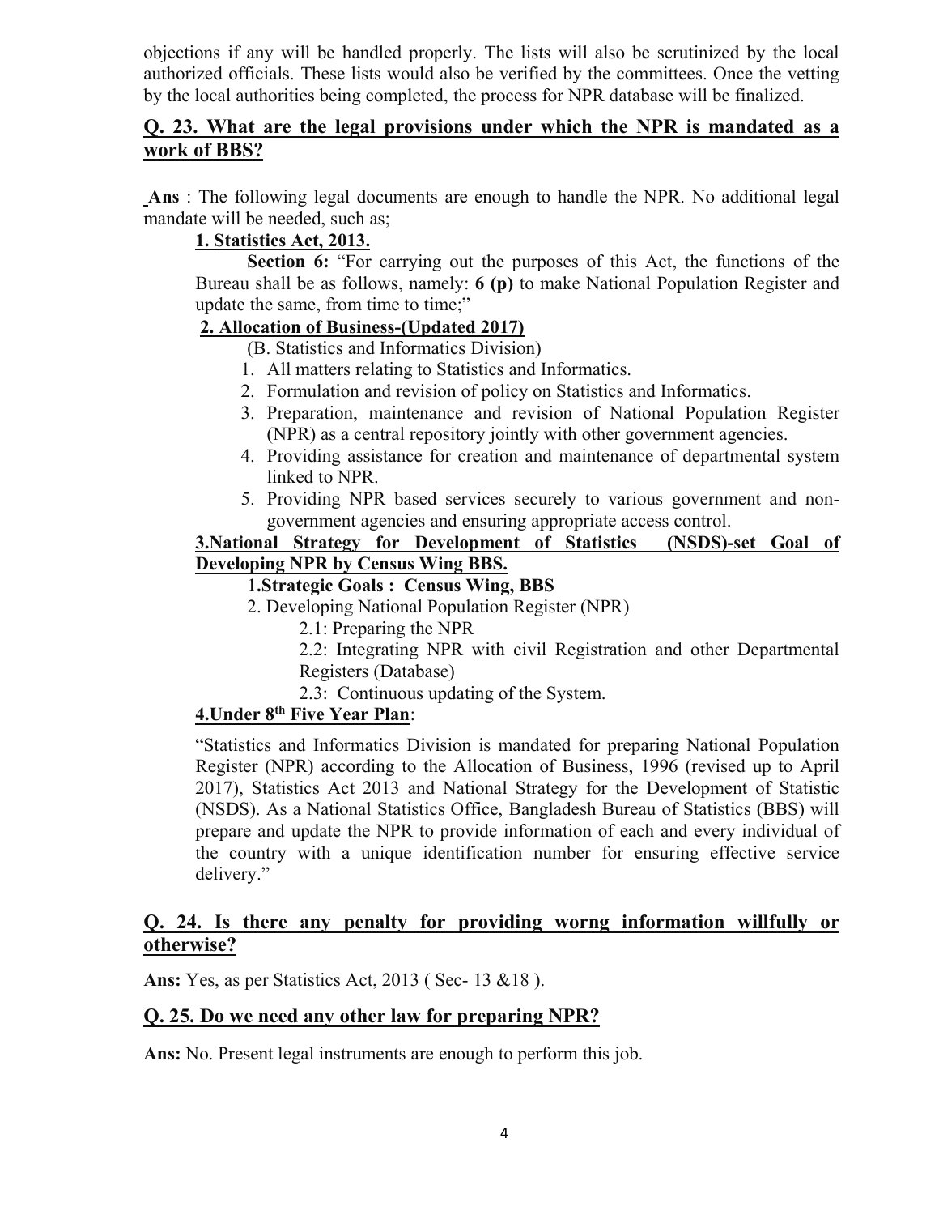objections if any will be handled properly. The lists will also be scrutinized by the local authorized officials. These lists would also be verified by the committees. Once the vetting by the local authorities being completed, the process for NPR database will be finalized.

## Q. 23. What are the legal provisions under which the NPR is mandated as a work of BBS?

**Ans** : The following legal documents are enough to handle the NPR. No additional legal mandate will be needed, such as;

**1. Statistics Act, 2013.**

**Section 6:** "For carrying out the purposes of this Act, the functions of the Bureau shall be as follows, namely: **6 (p)** to make National Population Register and update the same, from time to time;"

**2. Allocation of Business-(Updated 2017)**

(B. Statistics and Informatics Division)

1. All matters relating to Statistics and Informatics.
2. Formulation and revision of policy on Statistics and Informatics.
3. Preparation, maintenance and revision of National Population Register (NPR) as a central repository jointly with other government agencies.
4. Providing assistance for creation and maintenance of departmental system linked to NPR.
5. Providing NPR based services securely to various government and non-government agencies and ensuring appropriate access control.

**3.National Strategy for Development of Statistics (NSDS)-set Goal of Developing NPR by Census Wing BBS.**

1.**Strategic Goals : Census Wing, BBS**

2. Developing National Population Register (NPR)

2.1: Preparing the NPR

2.2: Integrating NPR with civil Registration and other Departmental Registers (Database)

2.3: Continuous updating of the System.

**4.Under 8th Five Year Plan**:

"Statistics and Informatics Division is mandated for preparing National Population Register (NPR) according to the Allocation of Business, 1996 (revised up to April 2017), Statistics Act 2013 and National Strategy for the Development of Statistic (NSDS). As a National Statistics Office, Bangladesh Bureau of Statistics (BBS) will prepare and update the NPR to provide information of each and every individual of the country with a unique identification number for ensuring effective service delivery."

## Q. 24. Is there any penalty for providing worng information willfully or otherwise?

**Ans:** Yes, as per Statistics Act, 2013 ( Sec- 13 &18 ).

## Q. 25. Do we need any other law for preparing NPR?

**Ans:** No. Present legal instruments are enough to perform this job.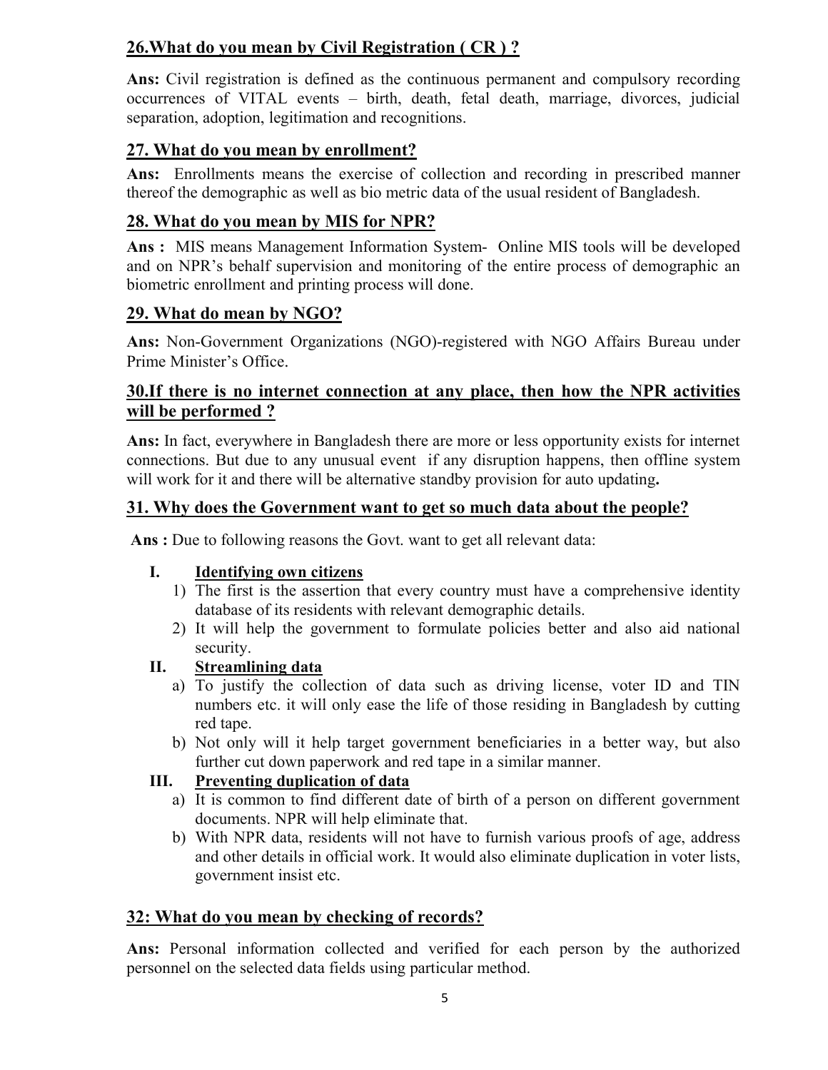## 26.What do you mean by Civil Registration ( CR ) ?

**Ans:** Civil registration is defined as the continuous permanent and compulsory recording occurrences of VITAL events – birth, death, fetal death, marriage, divorces, judicial separation, adoption, legitimation and recognitions.

## 27. What do you mean by enrollment?

**Ans:** Enrollments means the exercise of collection and recording in prescribed manner thereof the demographic as well as bio metric data of the usual resident of Bangladesh.

## 28. What do you mean by MIS for NPR?

**Ans :** MIS means Management Information System- Online MIS tools will be developed and on NPR's behalf supervision and monitoring of the entire process of demographic an biometric enrollment and printing process will done.

## 29. What do mean by NGO?

**Ans:** Non-Government Organizations (NGO)-registered with NGO Affairs Bureau under Prime Minister's Office.

## 30.If there is no internet connection at any place, then how the NPR activities will be performed ?

**Ans:** In fact, everywhere in Bangladesh there are more or less opportunity exists for internet connections. But due to any unusual event if any disruption happens, then offline system will work for it and there will be alternative standby provision for auto updating**.**

## 31. Why does the Government want to get so much data about the people?

**Ans :** Due to following reasons the Govt. want to get all relevant data:

**I. Identifying own citizens**

1) The first is the assertion that every country must have a comprehensive identity database of its residents with relevant demographic details.
2) It will help the government to formulate policies better and also aid national security.

**II. Streamlining data**

a) To justify the collection of data such as driving license, voter ID and TIN numbers etc. it will only ease the life of those residing in Bangladesh by cutting red tape.
b) Not only will it help target government beneficiaries in a better way, but also further cut down paperwork and red tape in a similar manner.

**III. Preventing duplication of data**

a) It is common to find different date of birth of a person on different government documents. NPR will help eliminate that.
b) With NPR data, residents will not have to furnish various proofs of age, address and other details in official work. It would also eliminate duplication in voter lists, government insist etc.

## 32: What do you mean by checking of records?

**Ans:** Personal information collected and verified for each person by the authorized personnel on the selected data fields using particular method.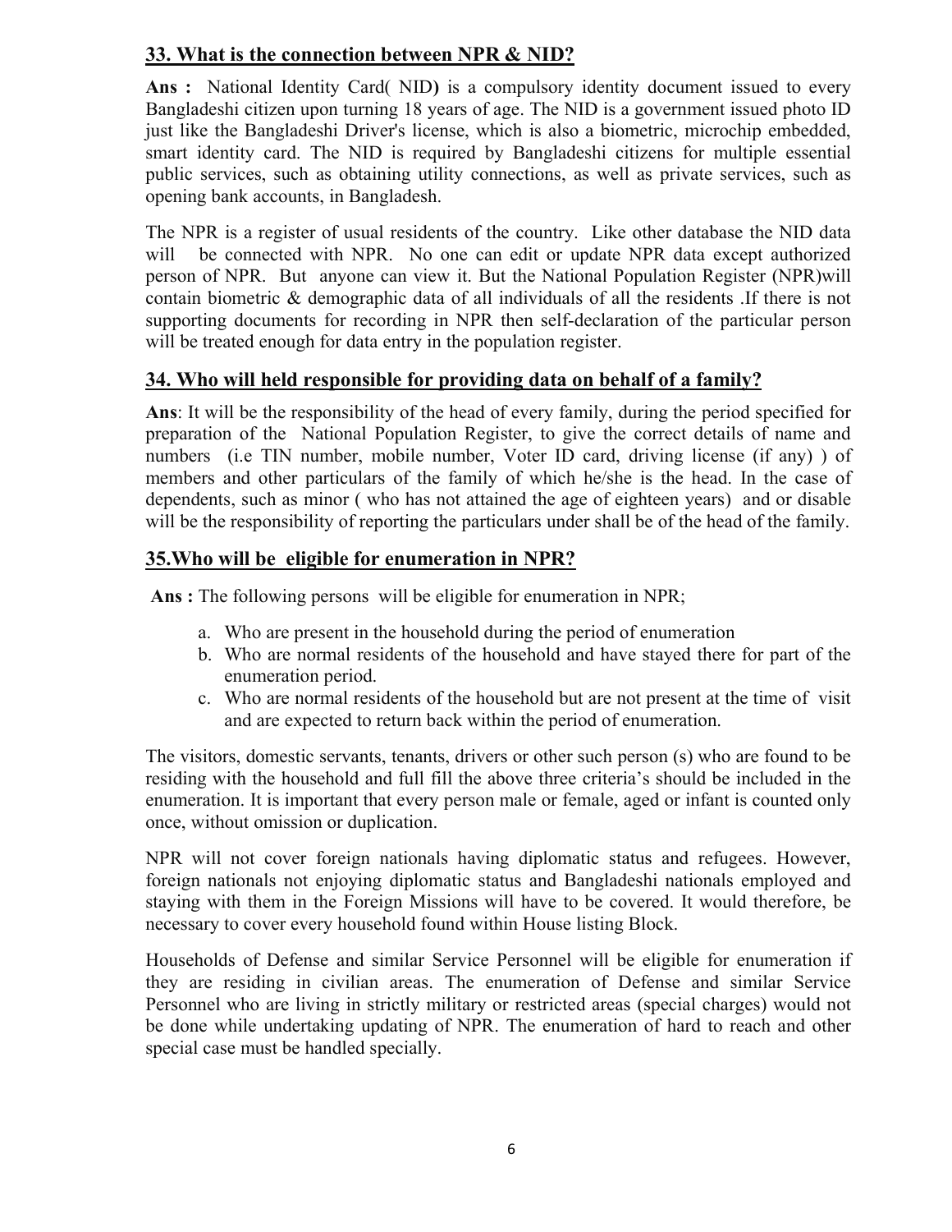## 33. What is the connection between NPR & NID?

**Ans :** National Identity Card( NID**)** is a compulsory identity document issued to every Bangladeshi citizen upon turning 18 years of age. The NID is a government issued photo ID just like the Bangladeshi Driver's license, which is also a biometric, microchip embedded, smart identity card. The NID is required by Bangladeshi citizens for multiple essential public services, such as obtaining utility connections, as well as private services, such as opening bank accounts, in Bangladesh.

The NPR is a register of usual residents of the country. Like other database the NID data will be connected with NPR. No one can edit or update NPR data except authorized person of NPR. But anyone can view it. But the National Population Register (NPR)will contain biometric & demographic data of all individuals of all the residents .If there is not supporting documents for recording in NPR then self-declaration of the particular person will be treated enough for data entry in the population register.

## 34. Who will held responsible for providing data on behalf of a family?

**Ans**: It will be the responsibility of the head of every family, during the period specified for preparation of the National Population Register, to give the correct details of name and numbers (i.e TIN number, mobile number, Voter ID card, driving license (if any) ) of members and other particulars of the family of which he/she is the head. In the case of dependents, such as minor ( who has not attained the age of eighteen years) and or disable will be the responsibility of reporting the particulars under shall be of the head of the family.

## 35.Who will be eligible for enumeration in NPR?

**Ans :** The following persons will be eligible for enumeration in NPR;

a. Who are present in the household during the period of enumeration
b. Who are normal residents of the household and have stayed there for part of the enumeration period.
c. Who are normal residents of the household but are not present at the time of visit and are expected to return back within the period of enumeration.

The visitors, domestic servants, tenants, drivers or other such person (s) who are found to be residing with the household and full fill the above three criteria's should be included in the enumeration. It is important that every person male or female, aged or infant is counted only once, without omission or duplication.

NPR will not cover foreign nationals having diplomatic status and refugees. However, foreign nationals not enjoying diplomatic status and Bangladeshi nationals employed and staying with them in the Foreign Missions will have to be covered. It would therefore, be necessary to cover every household found within House listing Block.

Households of Defense and similar Service Personnel will be eligible for enumeration if they are residing in civilian areas. The enumeration of Defense and similar Service Personnel who are living in strictly military or restricted areas (special charges) would not be done while undertaking updating of NPR. The enumeration of hard to reach and other special case must be handled specially.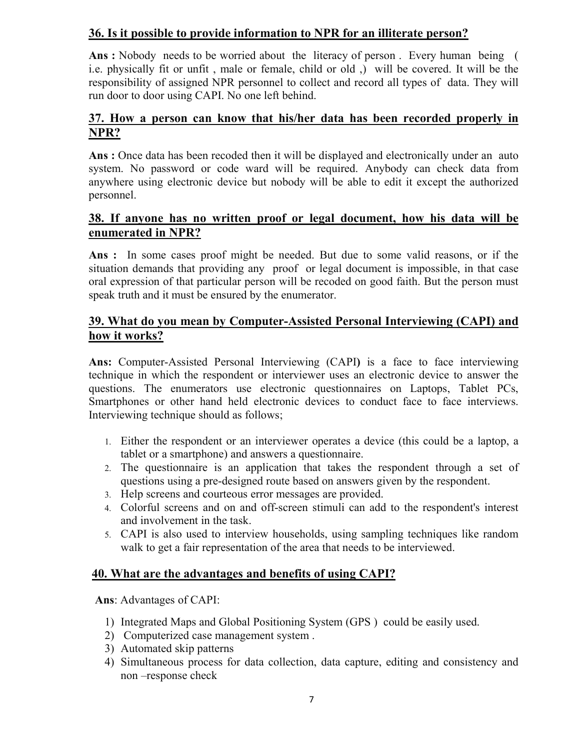## 36. Is it possible to provide information to NPR for an illiterate person?

**Ans :** Nobody needs to be worried about the literacy of person . Every human being ( i.e. physically fit or unfit , male or female, child or old ,) will be covered. It will be the responsibility of assigned NPR personnel to collect and record all types of data. They will run door to door using CAPI. No one left behind.

## 37. How a person can know that his/her data has been recorded properly in NPR?

**Ans :** Once data has been recoded then it will be displayed and electronically under an auto system. No password or code ward will be required. Anybody can check data from anywhere using electronic device but nobody will be able to edit it except the authorized personnel.

## 38. If anyone has no written proof or legal document, how his data will be enumerated in NPR?

**Ans :** In some cases proof might be needed. But due to some valid reasons, or if the situation demands that providing any proof or legal document is impossible, in that case oral expression of that particular person will be recoded on good faith. But the person must speak truth and it must be ensured by the enumerator.

## 39. What do you mean by Computer-Assisted Personal Interviewing (CAPI) and how it works?

**Ans:** Computer-Assisted Personal Interviewing (CAPI**)** is a face to face interviewing technique in which the respondent or interviewer uses an electronic device to answer the questions. The enumerators use electronic questionnaires on Laptops, Tablet PCs, Smartphones or other hand held electronic devices to conduct face to face interviews. Interviewing technique should as follows;

1. Either the respondent or an interviewer operates a device (this could be a laptop, a tablet or a smartphone) and answers a questionnaire.
2. The questionnaire is an application that takes the respondent through a set of questions using a pre-designed route based on answers given by the respondent.
3. Help screens and courteous error messages are provided.
4. Colorful screens and on and off-screen stimuli can add to the respondent's interest and involvement in the task.
5. CAPI is also used to interview households, using sampling techniques like random walk to get a fair representation of the area that needs to be interviewed.

## 40. What are the advantages and benefits of using CAPI?

**Ans**: Advantages of CAPI:

1) Integrated Maps and Global Positioning System (GPS ) could be easily used.
2) Computerized case management system .
3) Automated skip patterns
4) Simultaneous process for data collection, data capture, editing and consistency and non –response check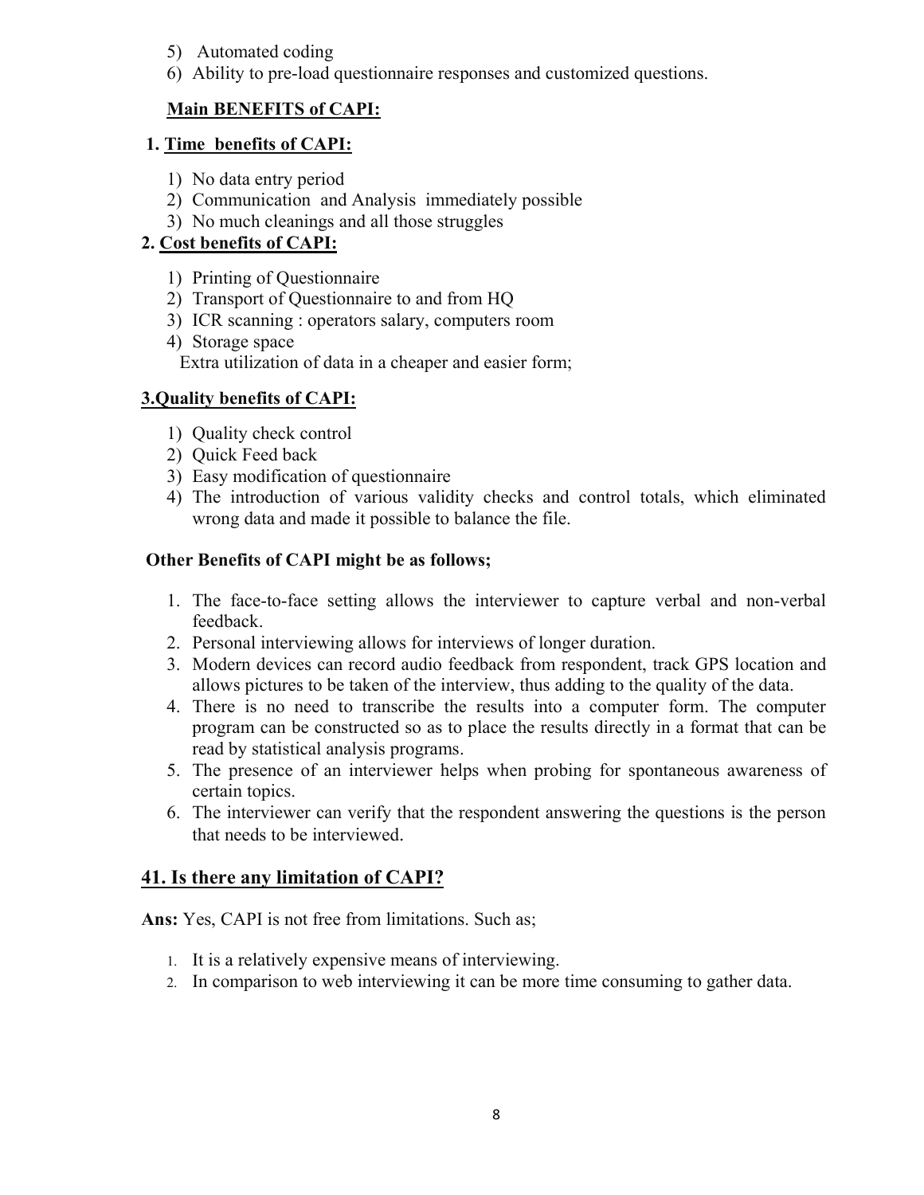5) Automated coding
6) Ability to pre-load questionnaire responses and customized questions.

**Main BENEFITS of CAPI:**

**1. Time benefits of CAPI:**

1) No data entry period
2) Communication and Analysis immediately possible
3) No much cleanings and all those struggles

**2. Cost benefits of CAPI:**

1) Printing of Questionnaire
2) Transport of Questionnaire to and from HQ
3) ICR scanning : operators salary, computers room
4) Storage space

Extra utilization of data in a cheaper and easier form;

**3.Quality benefits of CAPI:**

1) Quality check control
2) Quick Feed back
3) Easy modification of questionnaire
4) The introduction of various validity checks and control totals, which eliminated wrong data and made it possible to balance the file.

**Other Benefits of CAPI might be as follows;**

1. The face-to-face setting allows the interviewer to capture verbal and non-verbal feedback.
2. Personal interviewing allows for interviews of longer duration.
3. Modern devices can record audio feedback from respondent, track GPS location and allows pictures to be taken of the interview, thus adding to the quality of the data.
4. There is no need to transcribe the results into a computer form. The computer program can be constructed so as to place the results directly in a format that can be read by statistical analysis programs.
5. The presence of an interviewer helps when probing for spontaneous awareness of certain topics.
6. The interviewer can verify that the respondent answering the questions is the person that needs to be interviewed.

## 41. Is there any limitation of CAPI?

**Ans:** Yes, CAPI is not free from limitations. Such as;

1. It is a relatively expensive means of interviewing.
2. In comparison to web interviewing it can be more time consuming to gather data.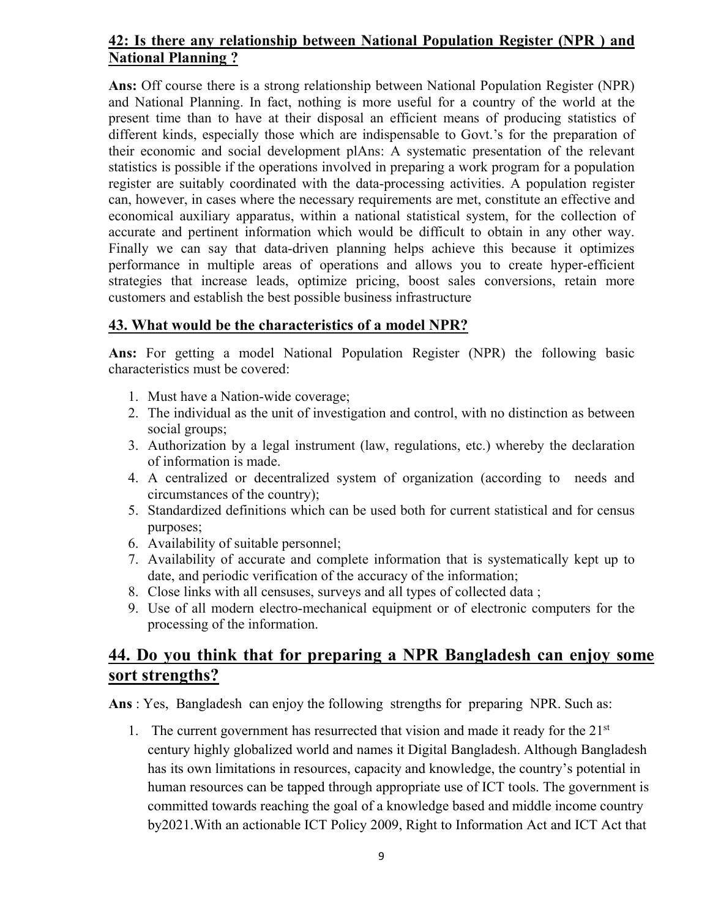## 42: Is there any relationship between National Population Register (NPR ) and National Planning ?

**Ans:** Off course there is a strong relationship between National Population Register (NPR) and National Planning. In fact, nothing is more useful for a country of the world at the present time than to have at their disposal an efficient means of producing statistics of different kinds, especially those which are indispensable to Govt.'s for the preparation of their economic and social development plAns: A systematic presentation of the relevant statistics is possible if the operations involved in preparing a work program for a population register are suitably coordinated with the data-processing activities. A population register can, however, in cases where the necessary requirements are met, constitute an effective and economical auxiliary apparatus, within a national statistical system, for the collection of accurate and pertinent information which would be difficult to obtain in any other way. Finally we can say that data-driven planning helps achieve this because it optimizes performance in multiple areas of operations and allows you to create hyper-efficient strategies that increase leads, optimize pricing, boost sales conversions, retain more customers and establish the best possible business infrastructure

## 43. What would be the characteristics of a model NPR?

**Ans:** For getting a model National Population Register (NPR) the following basic characteristics must be covered:

1. Must have a Nation-wide coverage;
2. The individual as the unit of investigation and control, with no distinction as between social groups;
3. Authorization by a legal instrument (law, regulations, etc.) whereby the declaration of information is made.
4. A centralized or decentralized system of organization (according to needs and circumstances of the country);
5. Standardized definitions which can be used both for current statistical and for census purposes;
6. Availability of suitable personnel;
7. Availability of accurate and complete information that is systematically kept up to date, and periodic verification of the accuracy of the information;
8. Close links with all censuses, surveys and all types of collected data ;
9. Use of all modern electro-mechanical equipment or of electronic computers for the processing of the information.

## 44. Do you think that for preparing a NPR Bangladesh can enjoy some sort strengths?

**Ans** : Yes, Bangladesh can enjoy the following strengths for preparing NPR. Such as:

1. The current government has resurrected that vision and made it ready for the 21st century highly globalized world and names it Digital Bangladesh. Although Bangladesh has its own limitations in resources, capacity and knowledge, the country's potential in human resources can be tapped through appropriate use of ICT tools. The government is committed towards reaching the goal of a knowledge based and middle income country by2021.With an actionable ICT Policy 2009, Right to Information Act and ICT Act that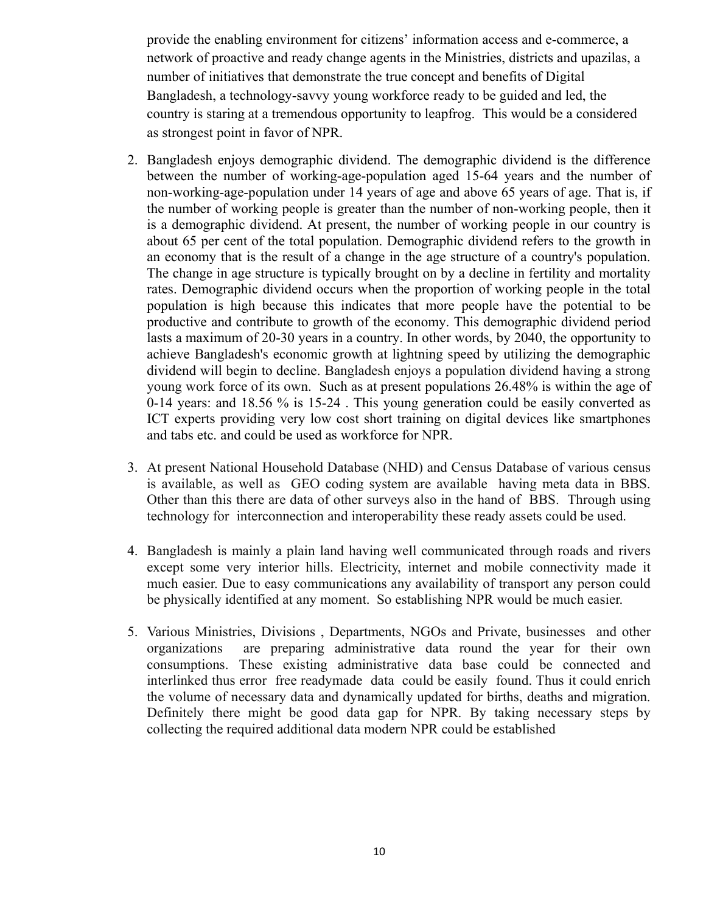provide the enabling environment for citizens' information access and e-commerce, a network of proactive and ready change agents in the Ministries, districts and upazilas, a number of initiatives that demonstrate the true concept and benefits of Digital Bangladesh, a technology-savvy young workforce ready to be guided and led, the country is staring at a tremendous opportunity to leapfrog. This would be a considered as strongest point in favor of NPR.

2. Bangladesh enjoys demographic dividend. The demographic dividend is the difference between the number of working-age-population aged 15-64 years and the number of non-working-age-population under 14 years of age and above 65 years of age. That is, if the number of working people is greater than the number of non-working people, then it is a demographic dividend. At present, the number of working people in our country is about 65 per cent of the total population. Demographic dividend refers to the growth in an economy that is the result of a change in the age structure of a country's population. The change in age structure is typically brought on by a decline in fertility and mortality rates. Demographic dividend occurs when the proportion of working people in the total population is high because this indicates that more people have the potential to be productive and contribute to growth of the economy. This demographic dividend period lasts a maximum of 20-30 years in a country. In other words, by 2040, the opportunity to achieve Bangladesh's economic growth at lightning speed by utilizing the demographic dividend will begin to decline. Bangladesh enjoys a population dividend having a strong young work force of its own. Such as at present populations 26.48% is within the age of 0-14 years: and 18.56 % is 15-24 . This young generation could be easily converted as ICT experts providing very low cost short training on digital devices like smartphones and tabs etc. and could be used as workforce for NPR.

3. At present National Household Database (NHD) and Census Database of various census is available, as well as GEO coding system are available having meta data in BBS. Other than this there are data of other surveys also in the hand of BBS. Through using technology for interconnection and interoperability these ready assets could be used.

4. Bangladesh is mainly a plain land having well communicated through roads and rivers except some very interior hills. Electricity, internet and mobile connectivity made it much easier. Due to easy communications any availability of transport any person could be physically identified at any moment. So establishing NPR would be much easier.

5. Various Ministries, Divisions , Departments, NGOs and Private, businesses and other organizations are preparing administrative data round the year for their own consumptions. These existing administrative data base could be connected and interlinked thus error free readymade data could be easily found. Thus it could enrich the volume of necessary data and dynamically updated for births, deaths and migration. Definitely there might be good data gap for NPR. By taking necessary steps by collecting the required additional data modern NPR could be established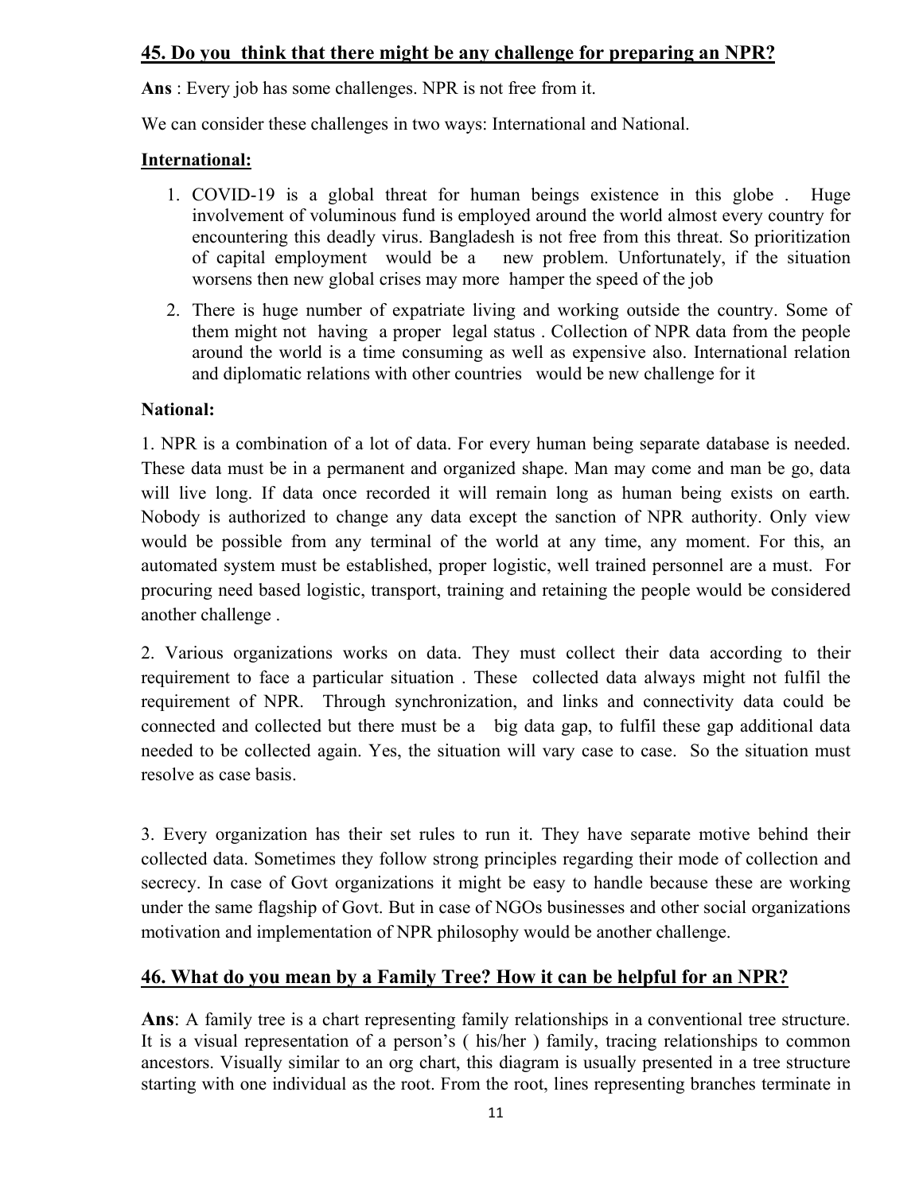## 45. Do you think that there might be any challenge for preparing an NPR?

**Ans** : Every job has some challenges. NPR is not free from it.

We can consider these challenges in two ways: International and National.

### International:

1. COVID-19 is a global threat for human beings existence in this globe . Huge involvement of voluminous fund is employed around the world almost every country for encountering this deadly virus. Bangladesh is not free from this threat. So prioritization of capital employment would be a new problem. Unfortunately, if the situation worsens then new global crises may more hamper the speed of the job
2. There is huge number of expatriate living and working outside the country. Some of them might not having a proper legal status . Collection of NPR data from the people around the world is a time consuming as well as expensive also. International relation and diplomatic relations with other countries would be new challenge for it

**National:**

1. NPR is a combination of a lot of data. For every human being separate database is needed. These data must be in a permanent and organized shape. Man may come and man be go, data will live long. If data once recorded it will remain long as human being exists on earth. Nobody is authorized to change any data except the sanction of NPR authority. Only view would be possible from any terminal of the world at any time, any moment. For this, an automated system must be established, proper logistic, well trained personnel are a must. For procuring need based logistic, transport, training and retaining the people would be considered another challenge .

2. Various organizations works on data. They must collect their data according to their requirement to face a particular situation . These collected data always might not fulfil the requirement of NPR. Through synchronization, and links and connectivity data could be connected and collected but there must be a big data gap, to fulfil these gap additional data needed to be collected again. Yes, the situation will vary case to case. So the situation must resolve as case basis.

3. Every organization has their set rules to run it. They have separate motive behind their collected data. Sometimes they follow strong principles regarding their mode of collection and secrecy. In case of Govt organizations it might be easy to handle because these are working under the same flagship of Govt. But in case of NGOs businesses and other social organizations motivation and implementation of NPR philosophy would be another challenge.

## 46. What do you mean by a Family Tree? How it can be helpful for an NPR?

**Ans**: A family tree is a chart representing family relationships in a conventional tree structure. It is a visual representation of a person's ( his/her ) family, tracing relationships to common ancestors. Visually similar to an org chart, this diagram is usually presented in a tree structure starting with one individual as the root. From the root, lines representing branches terminate in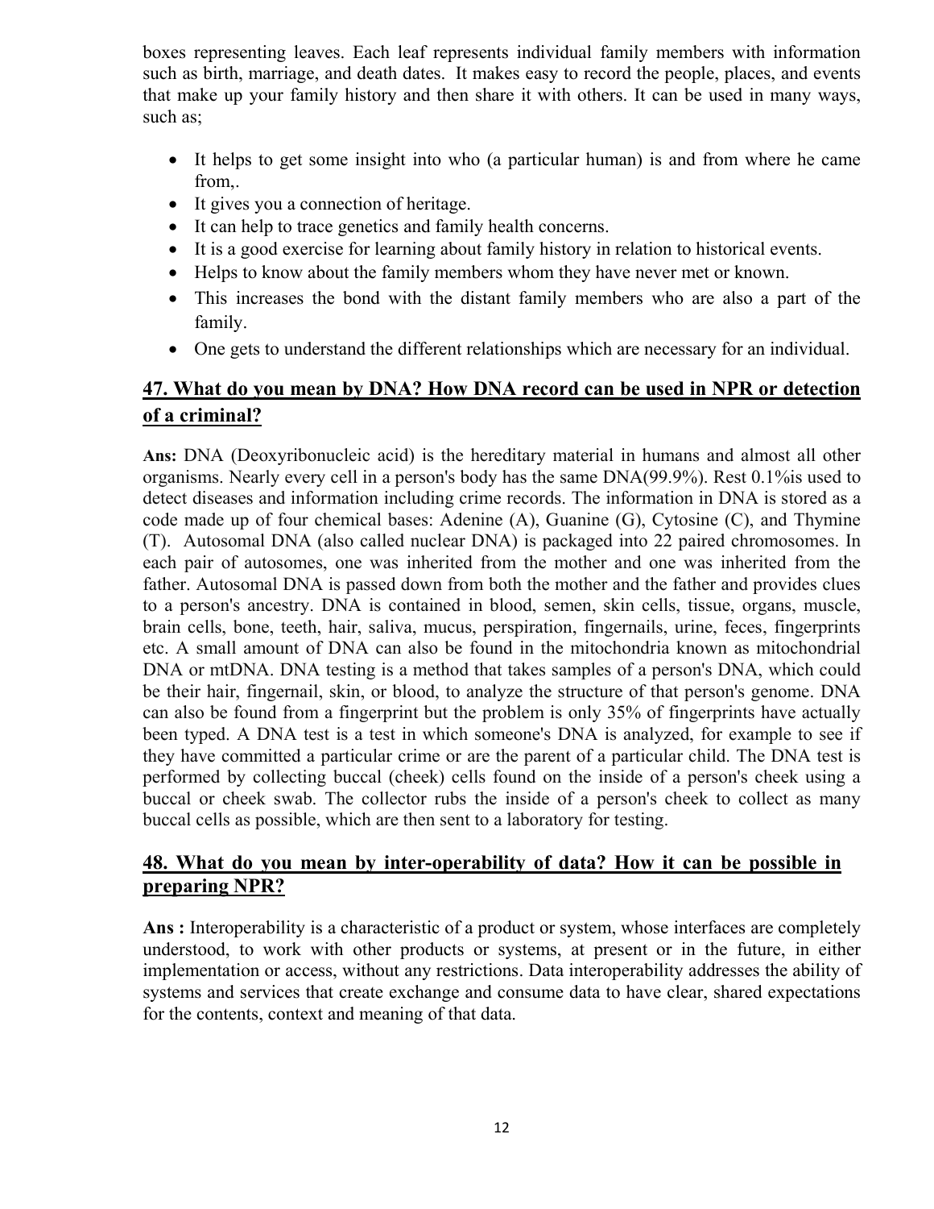boxes representing leaves. Each leaf represents individual family members with information such as birth, marriage, and death dates. It makes easy to record the people, places, and events that make up your family history and then share it with others. It can be used in many ways, such as;

- It helps to get some insight into who (a particular human) is and from where he came from,.
- It gives you a connection of heritage.
- It can help to trace genetics and family health concerns.
- It is a good exercise for learning about family history in relation to historical events.
- Helps to know about the family members whom they have never met or known.
- This increases the bond with the distant family members who are also a part of the family.
- One gets to understand the different relationships which are necessary for an individual.

## 47. What do you mean by DNA? How DNA record can be used in NPR or detection of a criminal?

**Ans:** DNA (Deoxyribonucleic acid) is the hereditary material in humans and almost all other organisms. Nearly every cell in a person's body has the same DNA(99.9%). Rest 0.1%is used to detect diseases and information including crime records. The information in DNA is stored as a code made up of four chemical bases: Adenine (A), Guanine (G), Cytosine (C), and Thymine (T). Autosomal DNA (also called nuclear DNA) is packaged into 22 paired chromosomes. In each pair of autosomes, one was inherited from the mother and one was inherited from the father. Autosomal DNA is passed down from both the mother and the father and provides clues to a person's ancestry. DNA is contained in blood, semen, skin cells, tissue, organs, muscle, brain cells, bone, teeth, hair, saliva, mucus, perspiration, fingernails, urine, feces, fingerprints etc. A small amount of DNA can also be found in the mitochondria known as mitochondrial DNA or mtDNA. DNA testing is a method that takes samples of a person's DNA, which could be their hair, fingernail, skin, or blood, to analyze the structure of that person's genome. DNA can also be found from a fingerprint but the problem is only 35% of fingerprints have actually been typed. A DNA test is a test in which someone's DNA is analyzed, for example to see if they have committed a particular crime or are the parent of a particular child. The DNA test is performed by collecting buccal (cheek) cells found on the inside of a person's cheek using a buccal or cheek swab. The collector rubs the inside of a person's cheek to collect as many buccal cells as possible, which are then sent to a laboratory for testing.

## 48. What do you mean by inter-operability of data? How it can be possible in preparing NPR?

**Ans :** Interoperability is a characteristic of a product or system, whose interfaces are completely understood, to work with other products or systems, at present or in the future, in either implementation or access, without any restrictions. Data interoperability addresses the ability of systems and services that create exchange and consume data to have clear, shared expectations for the contents, context and meaning of that data.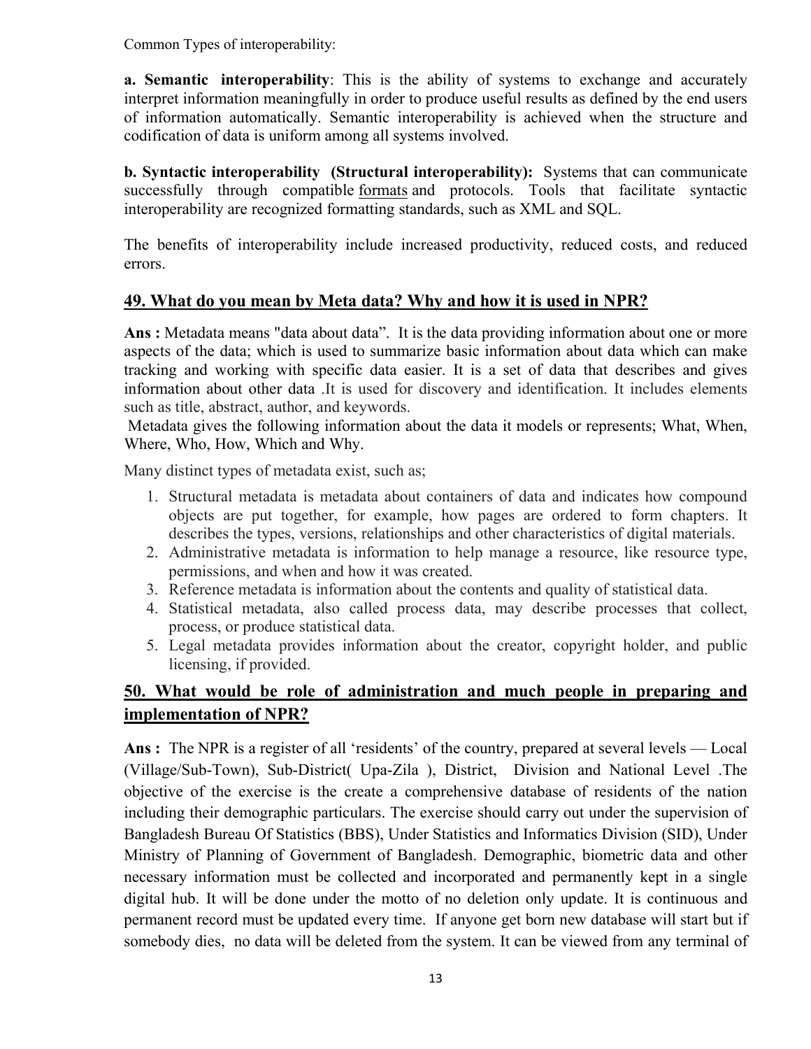Common Types of interoperability:

**a. Semantic interoperability**: This is the ability of systems to exchange and accurately interpret information meaningfully in order to produce useful results as defined by the end users of information automatically. Semantic interoperability is achieved when the structure and codification of data is uniform among all systems involved.

**b. Syntactic interoperability (Structural interoperability):** Systems that can communicate successfully through compatible formats and protocols. Tools that facilitate syntactic interoperability are recognized formatting standards, such as XML and SQL.

The benefits of interoperability include increased productivity, reduced costs, and reduced errors.

## 49. What do you mean by Meta data? Why and how it is used in NPR?

**Ans :** Metadata means "data about data”. It is the data providing information about one or more aspects of the data; which is used to summarize basic information about data which can make tracking and working with specific data easier. It is a set of data that describes and gives information about other data .It is used for discovery and identification. It includes elements such as title, abstract, author, and keywords.

Metadata gives the following information about the data it models or represents; What, When, Where, Who, How, Which and Why.

Many distinct types of metadata exist, such as;

1. Structural metadata is metadata about containers of data and indicates how compound objects are put together, for example, how pages are ordered to form chapters. It describes the types, versions, relationships and other characteristics of digital materials.
2. Administrative metadata is information to help manage a resource, like resource type, permissions, and when and how it was created.
3. Reference metadata is information about the contents and quality of statistical data.
4. Statistical metadata, also called process data, may describe processes that collect, process, or produce statistical data.
5. Legal metadata provides information about the creator, copyright holder, and public licensing, if provided.

## 50. What would be role of administration and much people in preparing and implementation of NPR?

**Ans :** The NPR is a register of all ‘residents’ of the country, prepared at several levels — Local (Village/Sub-Town), Sub-District( Upa-Zila ), District, Division and National Level .The objective of the exercise is the create a comprehensive database of residents of the nation including their demographic particulars. The exercise should carry out under the supervision of Bangladesh Bureau Of Statistics (BBS), Under Statistics and Informatics Division (SID), Under Ministry of Planning of Government of Bangladesh. Demographic, biometric data and other necessary information must be collected and incorporated and permanently kept in a single digital hub. It will be done under the motto of no deletion only update. It is continuous and permanent record must be updated every time. If anyone get born new database will start but if somebody dies, no data will be deleted from the system. It can be viewed from any terminal of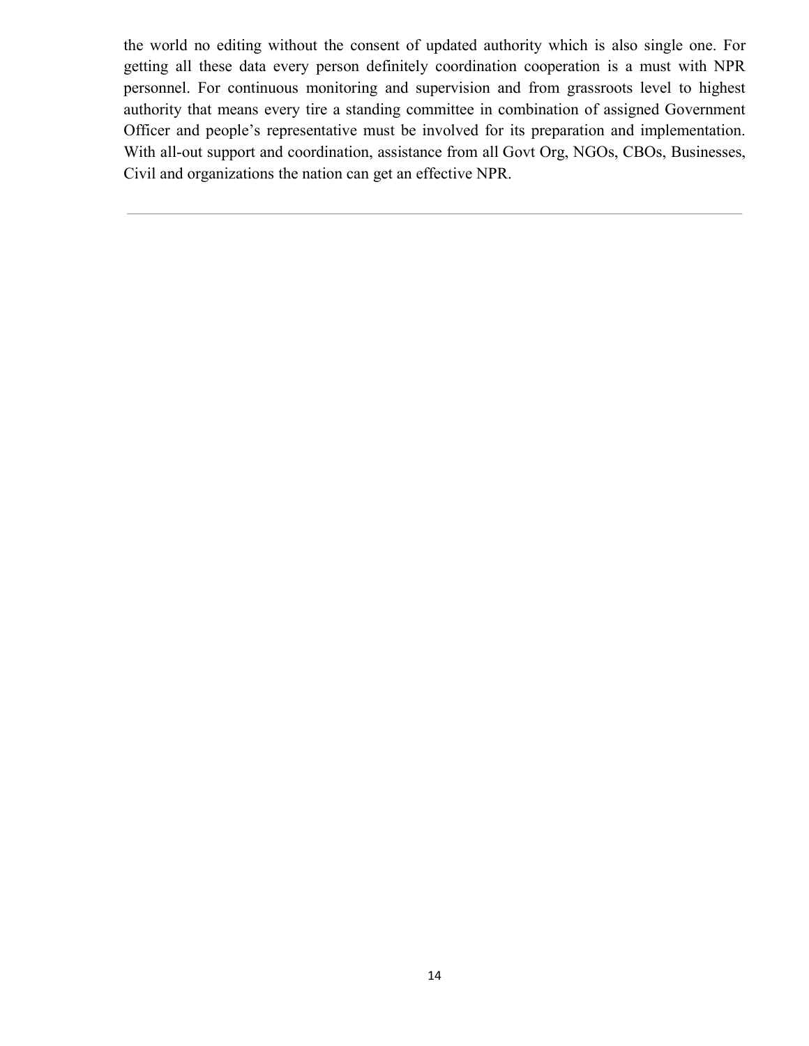the world no editing without the consent of updated authority which is also single one. For getting all these data every person definitely coordination cooperation is a must with NPR personnel. For continuous monitoring and supervision and from grassroots level to highest authority that means every tire a standing committee in combination of assigned Government Officer and people's representative must be involved for its preparation and implementation. With all-out support and coordination, assistance from all Govt Org, NGOs, CBOs, Businesses, Civil and organizations the nation can get an effective NPR.

---